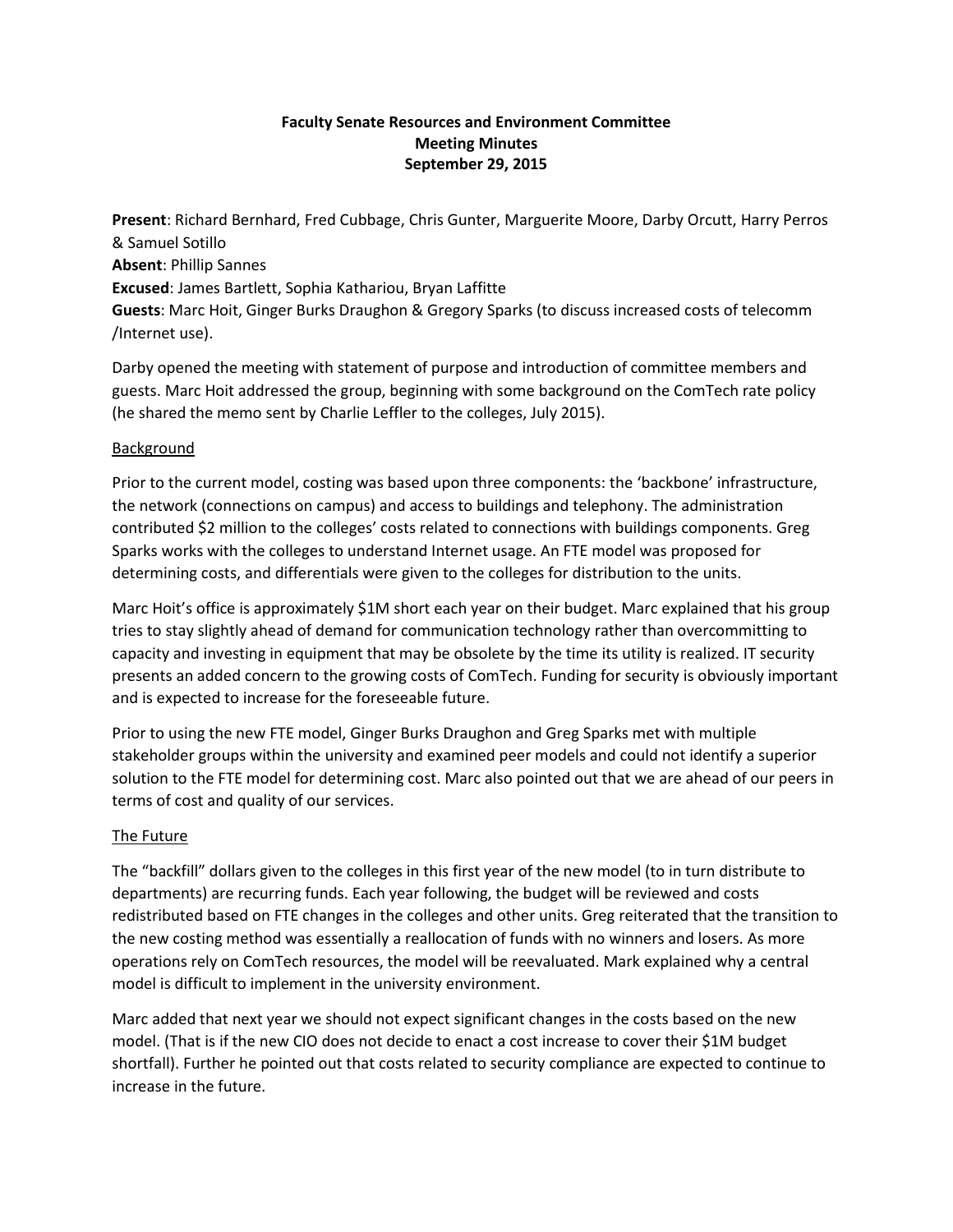**Faculty Senate Resources and Environment Committee**
**Meeting Minutes**
**September 29, 2015**

**Present**: Richard Bernhard, Fred Cubbage, Chris Gunter, Marguerite Moore, Darby Orcutt, Harry Perros & Samuel Sotillo
**Absent**: Phillip Sannes
**Excused**: James Bartlett, Sophia Kathariou, Bryan Laffitte
**Guests**: Marc Hoit, Ginger Burks Draughon & Gregory Sparks (to discuss increased costs of telecomm /Internet use).

Darby opened the meeting with statement of purpose and introduction of committee members and guests. Marc Hoit addressed the group, beginning with some background on the ComTech rate policy (he shared the memo sent by Charlie Leffler to the colleges, July 2015).

<u>Background</u>

Prior to the current model, costing was based upon three components: the 'backbone' infrastructure, the network (connections on campus) and access to buildings and telephony. The administration contributed $2 million to the colleges' costs related to connections with buildings components. Greg Sparks works with the colleges to understand Internet usage. An FTE model was proposed for determining costs, and differentials were given to the colleges for distribution to the units.

Marc Hoit's office is approximately $1M short each year on their budget. Marc explained that his group tries to stay slightly ahead of demand for communication technology rather than overcommitting to capacity and investing in equipment that may be obsolete by the time its utility is realized. IT security presents an added concern to the growing costs of ComTech. Funding for security is obviously important and is expected to increase for the foreseeable future.

Prior to using the new FTE model, Ginger Burks Draughon and Greg Sparks met with multiple stakeholder groups within the university and examined peer models and could not identify a superior solution to the FTE model for determining cost. Marc also pointed out that we are ahead of our peers in terms of cost and quality of our services.

<u>The Future</u>

The "backfill" dollars given to the colleges in this first year of the new model (to in turn distribute to departments) are recurring funds. Each year following, the budget will be reviewed and costs redistributed based on FTE changes in the colleges and other units. Greg reiterated that the transition to the new costing method was essentially a reallocation of funds with no winners and losers. As more operations rely on ComTech resources, the model will be reevaluated. Mark explained why a central model is difficult to implement in the university environment.

Marc added that next year we should not expect significant changes in the costs based on the new model. (That is if the new CIO does not decide to enact a cost increase to cover their $1M budget shortfall). Further he pointed out that costs related to security compliance are expected to continue to increase in the future.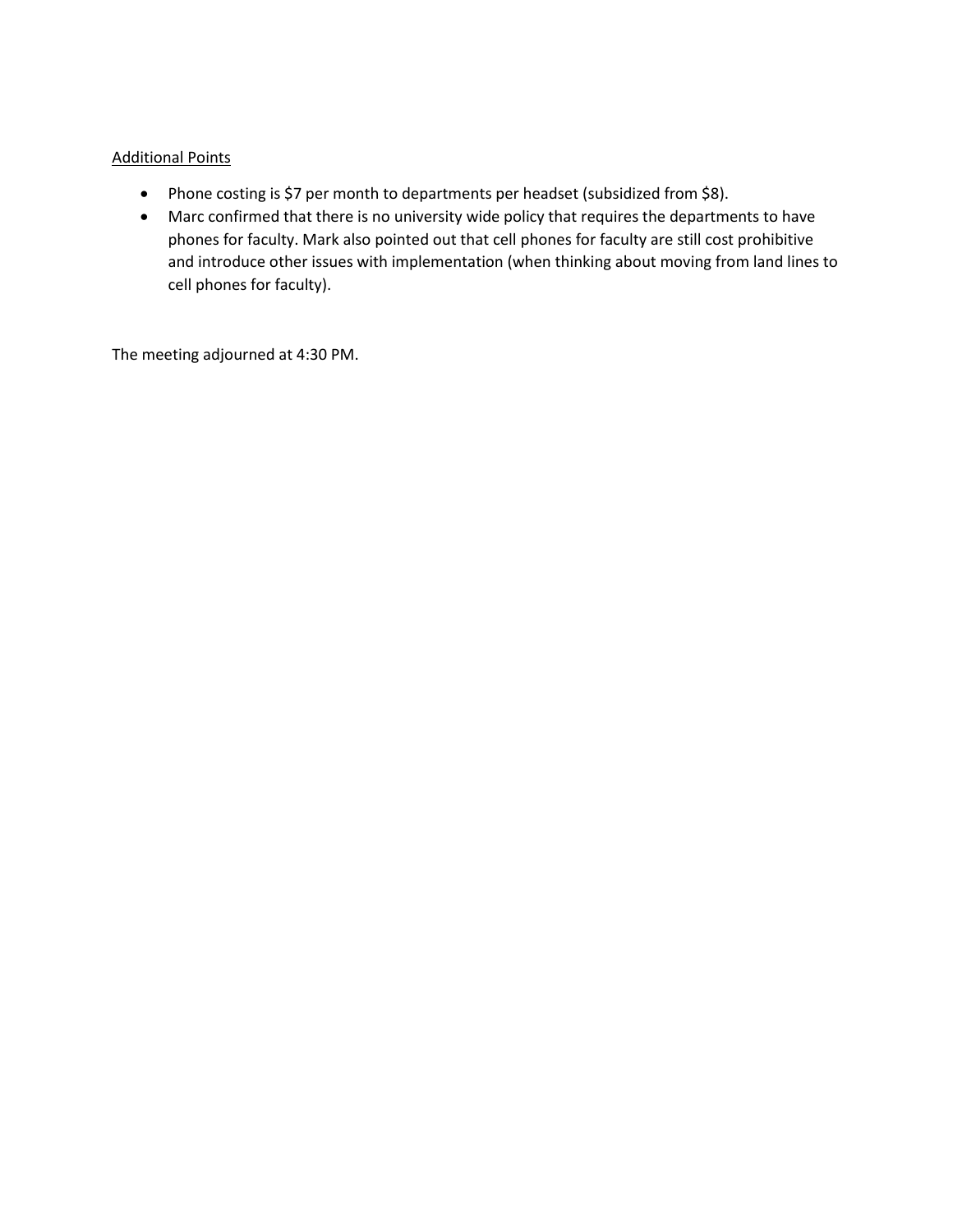<u>Additional Points</u>

- Phone costing is $7 per month to departments per headset (subsidized from $8).
- Marc confirmed that there is no university wide policy that requires the departments to have phones for faculty. Mark also pointed out that cell phones for faculty are still cost prohibitive and introduce other issues with implementation (when thinking about moving from land lines to cell phones for faculty).

The meeting adjourned at 4:30 PM.